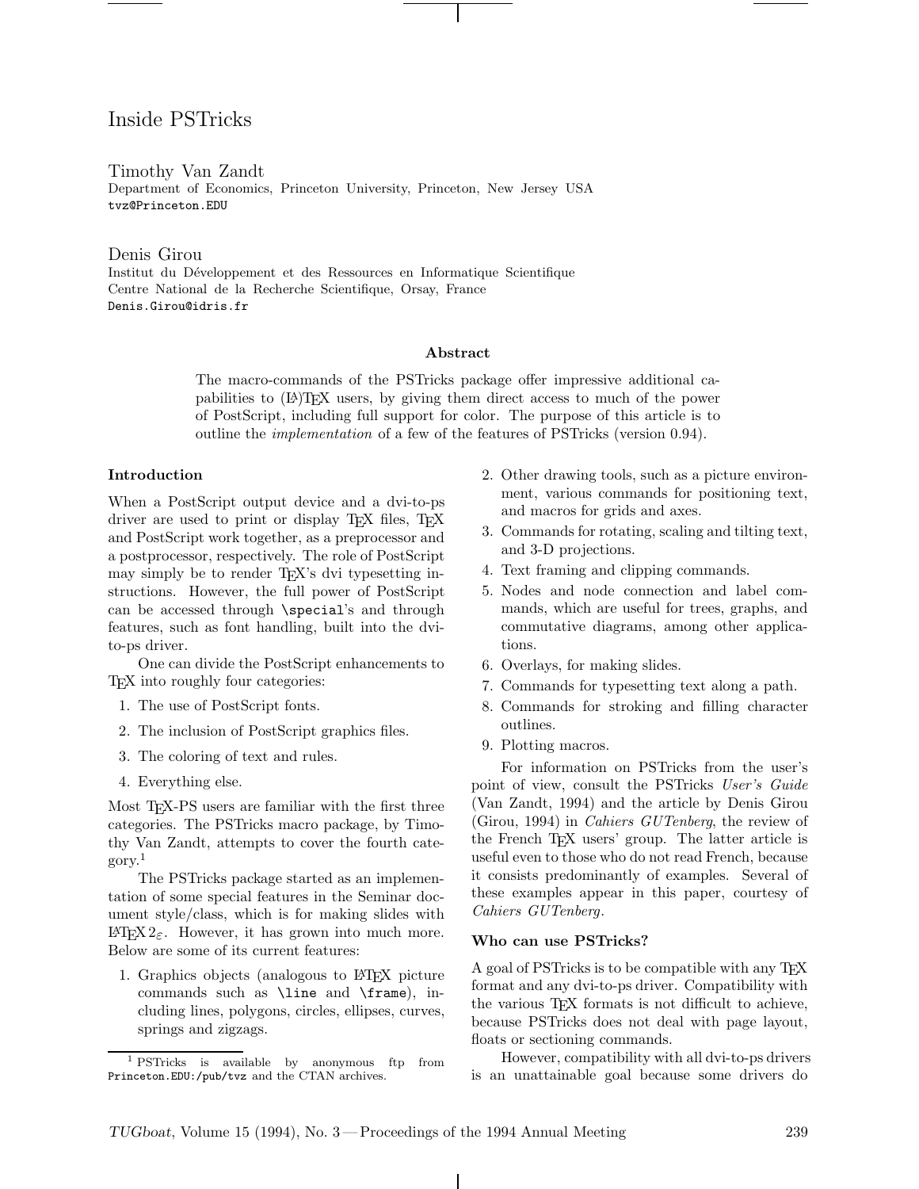# Inside PSTricks

Timothy Van Zandt
Department of Economics, Princeton University, Princeton, New Jersey USA
tvz@Princeton.EDU

Denis Girou
Institut du Développement et des Ressources en Informatique Scientifique
Centre National de la Recherche Scientifique, Orsay, France
Denis.Girou@idris.fr

### Abstract

The macro-commands of the PSTricks package offer impressive additional capabilities to (LA)TEX users, by giving them direct access to much of the power of PostScript, including full support for color. The purpose of this article is to outline the *implementation* of a few of the features of PSTricks (version 0.94).

### Introduction

When a PostScript output device and a dvi-to-ps driver are used to print or display TEX files, TEX and PostScript work together, as a preprocessor and a postprocessor, respectively. The role of PostScript may simply be to render TEX's dvi typesetting instructions. However, the full power of PostScript can be accessed through `\special`'s and through features, such as font handling, built into the dvi-to-ps driver.

One can divide the PostScript enhancements to TEX into roughly four categories:

1. The use of PostScript fonts.
2. The inclusion of PostScript graphics files.
3. The coloring of text and rules.
4. Everything else.

Most TEX-PS users are familiar with the first three categories. The PSTricks macro package, by Timothy Van Zandt, attempts to cover the fourth category.[1]

The PSTricks package started as an implementation of some special features in the Seminar document style/class, which is for making slides with LATEX $2_\varepsilon$. However, it has grown into much more. Below are some of its current features:

1. Graphics objects (analogous to LATEX picture commands such as `\line` and `\frame`), including lines, polygons, circles, ellipses, curves, springs and zigzags.
2. Other drawing tools, such as a picture environment, various commands for positioning text, and macros for grids and axes.
3. Commands for rotating, scaling and tilting text, and 3-D projections.
4. Text framing and clipping commands.
5. Nodes and node connection and label commands, which are useful for trees, graphs, and commutative diagrams, among other applications.
6. Overlays, for making slides.
7. Commands for typesetting text along a path.
8. Commands for stroking and filling character outlines.
9. Plotting macros.

For information on PSTricks from the user's point of view, consult the PSTricks *User's Guide* (Van Zandt, 1994) and the article by Denis Girou (Girou, 1994) in *Cahiers GUTenberg*, the review of the French TEX users' group. The latter article is useful even to those who do not read French, because it consists predominantly of examples. Several of these examples appear in this paper, courtesy of *Cahiers GUTenberg*.

### Who can use PSTricks?

A goal of PSTricks is to be compatible with any TEX format and any dvi-to-ps driver. Compatibility with the various TEX formats is not difficult to achieve, because PSTricks does not deal with page layout, floats or sectioning commands.

However, compatibility with all dvi-to-ps drivers is an unattainable goal because some drivers do

[1] PSTricks is available by anonymous ftp from Princeton.EDU:/pub/tvz and the CTAN archives.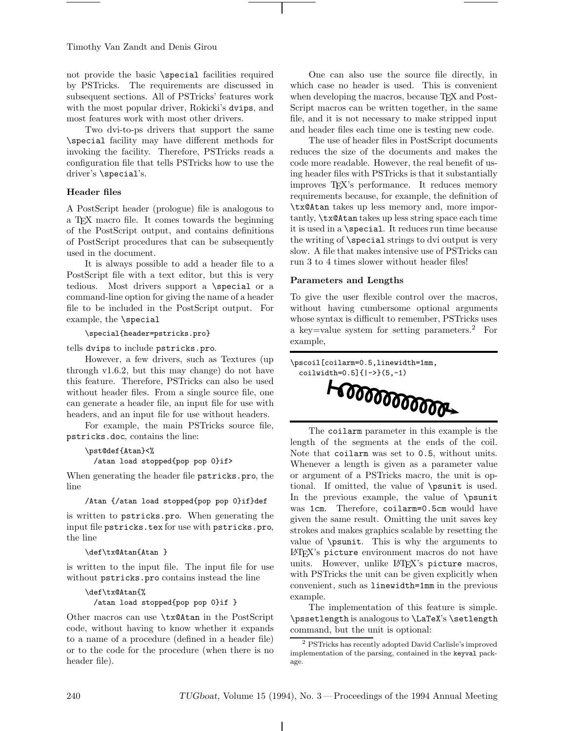not provide the basic \special facilities required by PSTricks. The requirements are discussed in subsequent sections. All of PSTricks' features work with the most popular driver, Rokicki's dvips, and most features work with most other drivers.

Two dvi-to-ps drivers that support the same \special facility may have different methods for invoking the facility. Therefore, PSTricks reads a configuration file that tells PSTricks how to use the driver's \special's.

### Header files

A PostScript header (prologue) file is analogous to a TeX macro file. It comes towards the beginning of the PostScript output, and contains definitions of PostScript procedures that can be subsequently used in the document.

It is always possible to add a header file to a PostScript file with a text editor, but this is very tedious. Most drivers support a \special or a command-line option for giving the name of a header file to be included in the PostScript output. For example, the \special

```
\special{header=pstricks.pro}
```

tells dvips to include pstricks.pro.

However, a few drivers, such as Textures (up through v1.6.2, but this may change) do not have this feature. Therefore, PSTricks can also be used without header files. From a single source file, one can generate a header file, an input file for use with headers, and an input file for use without headers.

For example, the main PSTricks source file, pstricks.doc, contains the line:

```
\pst@def{Atan}<%
  /atan load stopped{pop pop 0}if>
```

When generating the header file pstricks.pro, the line

```
/Atan {/atan load stopped{pop pop 0}if}def
```

is written to pstricks.pro. When generating the input file pstricks.tex for use with pstricks.pro, the line

```
\def\tx@Atan{Atan }
```

is written to the input file. The input file for use without pstricks.pro contains instead the line

```
\def\tx@Atan{%
  /atan load stopped{pop pop 0}if }
```

Other macros can use \tx@Atan in the PostScript code, without having to know whether it expands to a name of a procedure (defined in a header file) or to the code for the procedure (when there is no header file).

One can also use the source file directly, in which case no header is used. This is convenient when developing the macros, because TeX and PostScript macros can be written together, in the same file, and it is not necessary to make stripped input and header files each time one is testing new code.

The use of header files in PostScript documents reduces the size of the documents and makes the code more readable. However, the real benefit of using header files with PSTricks is that it substantially improves TeX's performance. It reduces memory requirements because, for example, the definition of \tx@Atan takes up less memory and, more importantly, \tx@Atan takes up less string space each time it is used in a \special. It reduces run time because the writing of \special strings to dvi output is very slow. A file that makes intensive use of PSTricks can run 3 to 4 times slower without header files!

### Parameters and Lengths

To give the user flexible control over the macros, without having cumbersome optional arguments whose syntax is difficult to remember, PSTricks uses a key=value system for setting parameters.[2] For example,

```
\pscoil[coilarm=0.5,linewidth=1mm,
  coilwidth=0.5]{|->}(5,-1)
```

The coilarm parameter in this example is the length of the segments at the ends of the coil. Note that coilarm was set to 0.5, without units. Whenever a length is given as a parameter value or argument of a PSTricks macro, the unit is optional. If omitted, the value of \psunit is used. In the previous example, the value of \psunit was 1cm. Therefore, coilarm=0.5cm would have given the same result. Omitting the unit saves key strokes and makes graphics scalable by resetting the value of \psunit. This is why the arguments to LaTeX's picture environment macros do not have units. However, unlike LaTeX's picture macros, with PSTricks the unit can be given explicitly when convenient, such as linewidth=1mm in the previous example.

The implementation of this feature is simple. \pssetlength is analogous to \LaTeX's \setlength command, but the unit is optional:

[2] PSTricks has recently adopted David Carlisle's improved implementation of the parsing, contained in the keyval package.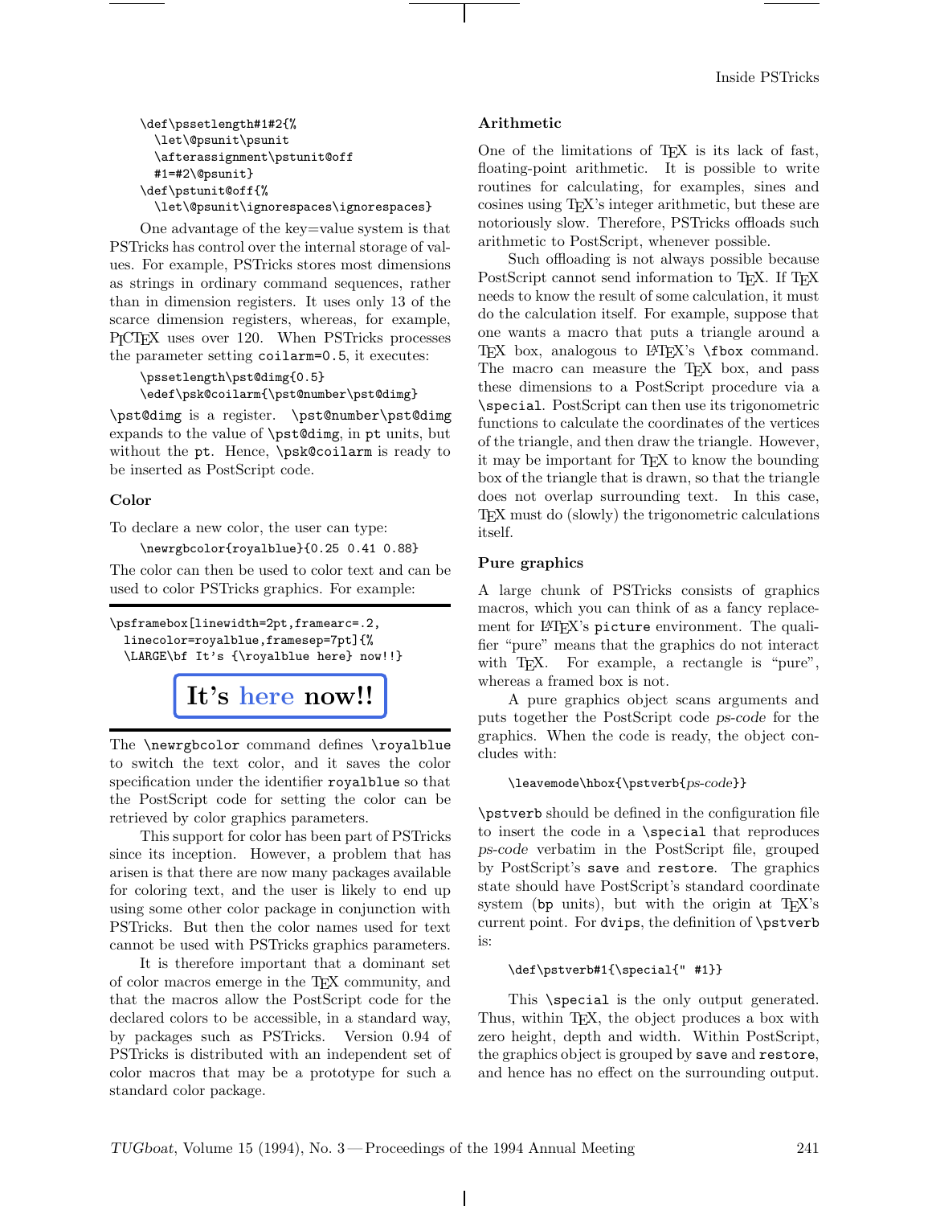```
\def\pssetlength#1#2{%
  \let\@psunit\psunit
  \afterassignment\pstunit@off
  #1=#2\@psunit}
\def\pstunit@off{%
  \let\@psunit\ignorespaces\ignorespaces}
```

One advantage of the key=value system is that PSTricks has control over the internal storage of values. For example, PSTricks stores most dimensions as strings in ordinary command sequences, rather than in dimension registers. It uses only 13 of the scarce dimension registers, whereas, for example, PICTEX uses over 120. When PSTricks processes the parameter setting `coilarm=0.5`, it executes:

```
\pssetlength\pst@dimg{0.5}
\edef\psk@coilarm{\pst@number\pst@dimg}
```

`\pst@dimg` is a register. `\pst@number\pst@dimg` expands to the value of `\pst@dimg`, in `pt` units, but without the `pt`. Hence, `\psk@coilarm` is ready to be inserted as PostScript code.

### Color

To declare a new color, the user can type:

```
\newrgbcolor{royalblue}{0.25 0.41 0.88}
```

The color can then be used to color text and can be used to color PSTricks graphics. For example:

```
\psframebox[linewidth=2pt,framearc=.2,
  linecolor=royalblue,framesep=7pt]{%
  \LARGE\bf It's {\royalblue here} now!!}
```

**It's here now!!**

The `\newrgbcolor` command defines `\royalblue` to switch the text color, and it saves the color specification under the identifier `royalblue` so that the PostScript code for setting the color can be retrieved by color graphics parameters.

This support for color has been part of PSTricks since its inception. However, a problem that has arisen is that there are now many packages available for coloring text, and the user is likely to end up using some other color package in conjunction with PSTricks. But then the color names used for text cannot be used with PSTricks graphics parameters.

It is therefore important that a dominant set of color macros emerge in the TEX community, and that the macros allow the PostScript code for the declared colors to be accessible, in a standard way, by packages such as PSTricks. Version 0.94 of PSTricks is distributed with an independent set of color macros that may be a prototype for such a standard color package.

### Arithmetic

One of the limitations of TEX is its lack of fast, floating-point arithmetic. It is possible to write routines for calculating, for examples, sines and cosines using TEX's integer arithmetic, but these are notoriously slow. Therefore, PSTricks offloads such arithmetic to PostScript, whenever possible.

Such offloading is not always possible because PostScript cannot send information to TEX. If TEX needs to know the result of some calculation, it must do the calculation itself. For example, suppose that one wants a macro that puts a triangle around a TEX box, analogous to LATEX's `\fbox` command. The macro can measure the TEX box, and pass these dimensions to a PostScript procedure via a `\special`. PostScript can then use its trigonometric functions to calculate the coordinates of the vertices of the triangle, and then draw the triangle. However, it may be important for TEX to know the bounding box of the triangle that is drawn, so that the triangle does not overlap surrounding text. In this case, TEX must do (slowly) the trigonometric calculations itself.

### Pure graphics

A large chunk of PSTricks consists of graphics macros, which you can think of as a fancy replacement for LATEX's `picture` environment. The qualifier "pure" means that the graphics do not interact with TEX. For example, a rectangle is "pure", whereas a framed box is not.

A pure graphics object scans arguments and puts together the PostScript code *ps-code* for the graphics. When the code is ready, the object concludes with:

```
\leavemode\hbox{\pstverb{ps-code}}
```

`\pstverb` should be defined in the configuration file to insert the code in a `\special` that reproduces *ps-code* verbatim in the PostScript file, grouped by PostScript's `save` and `restore`. The graphics state should have PostScript's standard coordinate system (`bp` units), but with the origin at TEX's current point. For `dvips`, the definition of `\pstverb` is:

```
\def\pstverb#1{\special{" #1}}
```

This `\special` is the only output generated. Thus, within TEX, the object produces a box with zero height, depth and width. Within PostScript, the graphics object is grouped by `save` and `restore`, and hence has no effect on the surrounding output.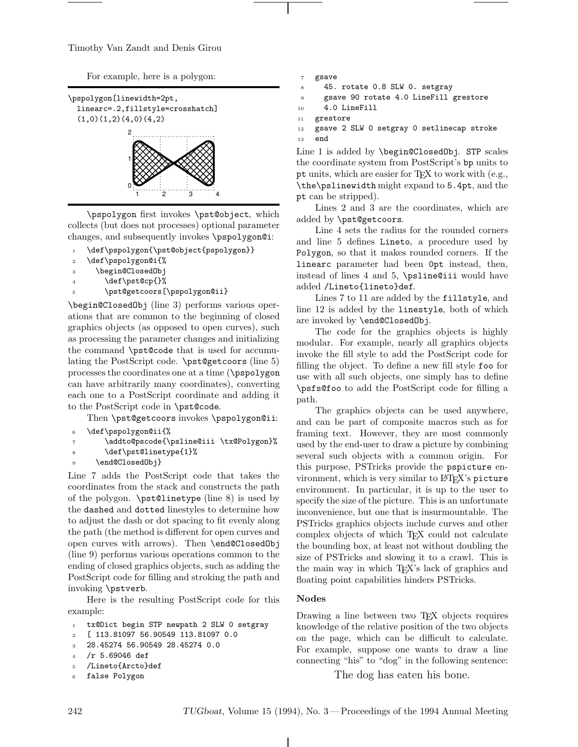For example, here is a polygon:

```
\pspolygon[linewidth=2pt,
  linearc=.2,fillstyle=crosshatch]
  (1,0)(1,2)(4,0)(4,2)
```

`\pspolygon` first invokes `\pst@object`, which collects (but does not processes) optional parameter changes, and subsequently invokes `\pspolygon@i`:

```
1  \def\pspolygon{\pst@object{pspolygon}}
2  \def\pspolygon@i{%
3    \begin@ClosedObj
4      \def\pst@cp{}%
5      \pst@getcoors[\pspolygon@ii}
```

`\begin@ClosedObj` (line 3) performs various operations that are common to the beginning of closed graphics objects (as opposed to open curves), such as processing the parameter changes and initializing the command `\pst@code` that is used for accumulating the PostScript code. `\pst@getcoors` (line 5) processes the coordinates one at a time (`\pspolygon` can have arbitrarily many coordinates), converting each one to a PostScript coordinate and adding it to the PostScript code in `\pst@code`.

Then `\pst@getcoors` invokes `\pspolygon@ii`:

```
6  \def\pspolygon@ii{%
7      \addto@pscode{\psline@iii \tx@Polygon}%
8      \def\pst@linetype{1}%
9    \end@ClosedObj}
```

Line 7 adds the PostScript code that takes the coordinates from the stack and constructs the path of the polygon. `\pst@linetype` (line 8) is used by the `dashed` and `dotted` linestyles to determine how to adjust the dash or dot spacing to fit evenly along the path (the method is different for open curves and open curves with arrows). Then `\end@ClosedObj` (line 9) performs various operations common to the ending of closed graphics objects, such as adding the PostScript code for filling and stroking the path and invoking `\pstverb`.

Here is the resulting PostScript code for this example:

```
1  tx@Dict begin STP newpath 2 SLW 0 setgray
2  [ 113.81097 56.90549 113.81097 0.0
3  28.45274 56.90549 28.45274 0.0
4  /r 5.69046 def
5  /Lineto{Arcto}def
6  false Polygon
7  gsave
8    45. rotate 0.8 SLW 0. setgray
9    gsave 90 rotate 4.0 LineFill grestore
10   4.0 LineFill
11 grestore
12 gsave 2 SLW 0 setgray 0 setlinecap stroke
13 end
```

Line 1 is added by `\begin@ClosedObj`. STP scales the coordinate system from PostScript's `bp` units to `pt` units, which are easier for TeX to work with (e.g., `\the\pslinewidth` might expand to `5.4pt`, and the `pt` can be stripped).

Lines 2 and 3 are the coordinates, which are added by `\pst@getcoors`.

Line 4 sets the radius for the rounded corners and line 5 defines `Lineto`, a procedure used by `Polygon`, so that it makes rounded corners. If the `linearc` parameter had been `0pt` instead, then, instead of lines 4 and 5, `\psline@iii` would have added `/Lineto{lineto}def`.

Lines 7 to 11 are added by the `fillstyle`, and line 12 is added by the `linestyle`, both of which are invoked by `\end@ClosedObj`.

The code for the graphics objects is highly modular. For example, nearly all graphics objects invoke the fill style to add the PostScript code for filling the object. To define a new fill style `foo` for use with all such objects, one simply has to define `\psfs@foo` to add the PostScript code for filling a path.

The graphics objects can be used anywhere, and can be part of composite macros such as for framing text. However, they are most commonly used by the end-user to draw a picture by combining several such objects with a common origin. For this purpose, PSTricks provide the `pspicture` environment, which is very similar to LaTeX's `picture` environment. In particular, it is up to the user to specify the size of the picture. This is an unfortunate inconvenience, but one that is insurmountable. The PSTricks graphics objects include curves and other complex objects of which TeX could not calculate the bounding box, at least not without doubling the size of PSTricks and slowing it to a crawl. This is the main way in which TeX's lack of graphics and floating point capabilities hinders PSTricks.

### Nodes

Drawing a line between two TeX objects requires knowledge of the relative position of the two objects on the page, which can be difficult to calculate. For example, suppose one wants to draw a line connecting "his" to "dog" in the following sentence:

The dog has eaten his bone.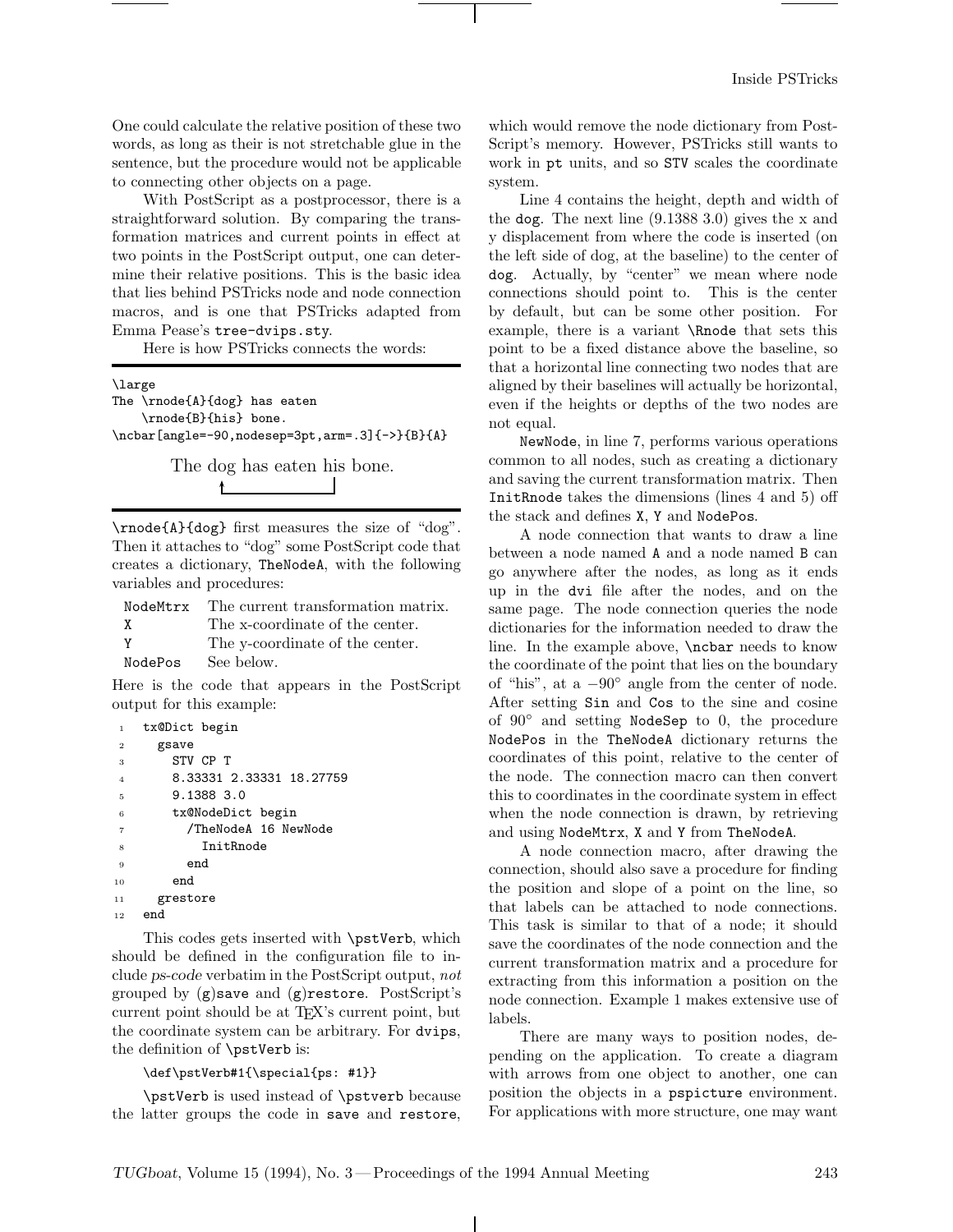One could calculate the relative position of these two words, as long as their is not stretchable glue in the sentence, but the procedure would not be applicable to connecting other objects on a page.

With PostScript as a postprocessor, there is a straightforward solution. By comparing the transformation matrices and current points in effect at two points in the PostScript output, one can determine their relative positions. This is the basic idea that lies behind PSTricks node and node connection macros, and is one that PSTricks adapted from Emma Pease's `tree-dvips.sty`.

Here is how PSTricks connects the words:

```
\large
The \rnode{A}{dog} has eaten
    \rnode{B}{his} bone.
\ncbar[angle=-90,nodesep=3pt,arm=.3]{->}{B}{A}
```

The dog has eaten his bone.

`\rnode{A}{dog}` first measures the size of "dog". Then it attaches to "dog" some PostScript code that creates a dictionary, `TheNodeA`, with the following variables and procedures:

| | |
|---|---|
| `NodeMtrx` | The current transformation matrix. |
| `X` | The x-coordinate of the center. |
| `Y` | The y-coordinate of the center. |
| `NodePos` | See below. |

Here is the code that appears in the PostScript output for this example:

```
1  tx@Dict begin
2    gsave
3      STV CP T
4      8.33331 2.33331 18.27759
5      9.1388 3.0
6      tx@NodeDict begin
7        /TheNodeA 16 NewNode
8          InitRnode
9        end
10     end
11   grestore
12 end
```

This codes gets inserted with `\pstVerb`, which should be defined in the configuration file to include *ps-code* verbatim in the PostScript output, *not* grouped by (g)`save` and (g)`restore`. PostScript's current point should be at TeX's current point, but the coordinate system can be arbitrary. For `dvips`, the definition of `\pstVerb` is:

```
\def\pstVerb#1{\special{ps: #1}}
```

`\pstVerb` is used instead of `\pstverb` because the latter groups the code in `save` and `restore`, which would remove the node dictionary from PostScript's memory. However, PSTricks still wants to work in `pt` units, and so `STV` scales the coordinate system.

Line 4 contains the height, depth and width of the `dog`. The next line (9.1388 3.0) gives the x and y displacement from where the code is inserted (on the left side of dog, at the baseline) to the center of `dog`. Actually, by "center" we mean where node connections should point to. This is the center by default, but can be some other position. For example, there is a variant `\Rnode` that sets this point to be a fixed distance above the baseline, so that a horizontal line connecting two nodes that are aligned by their baselines will actually be horizontal, even if the heights or depths of the two nodes are not equal.

`NewNode`, in line 7, performs various operations common to all nodes, such as creating a dictionary and saving the current transformation matrix. Then `InitRnode` takes the dimensions (lines 4 and 5) off the stack and defines `X`, `Y` and `NodePos`.

A node connection that wants to draw a line between a node named `A` and a node named `B` can go anywhere after the nodes, as long as it ends up in the `dvi` file after the nodes, and on the same page. The node connection queries the node dictionaries for the information needed to draw the line. In the example above, `\ncbar` needs to know the coordinate of the point that lies on the boundary of "his", at a $-90°$ angle from the center of node. After setting `Sin` and `Cos` to the sine and cosine of $90°$ and setting `NodeSep` to 0, the procedure `NodePos` in the `TheNodeA` dictionary returns the coordinates of this point, relative to the center of the node. The connection macro can then convert this to coordinates in the coordinate system in effect when the node connection is drawn, by retrieving and using `NodeMtrx`, `X` and `Y` from `TheNodeA`.

A node connection macro, after drawing the connection, should also save a procedure for finding the position and slope of a point on the line, so that labels can be attached to node connections. This task is similar to that of a node; it should save the coordinates of the node connection and the current transformation matrix and a procedure for extracting from this information a position on the node connection. Example 1 makes extensive use of labels.

There are many ways to position nodes, depending on the application. To create a diagram with arrows from one object to another, one can position the objects in a `pspicture` environment. For applications with more structure, one may want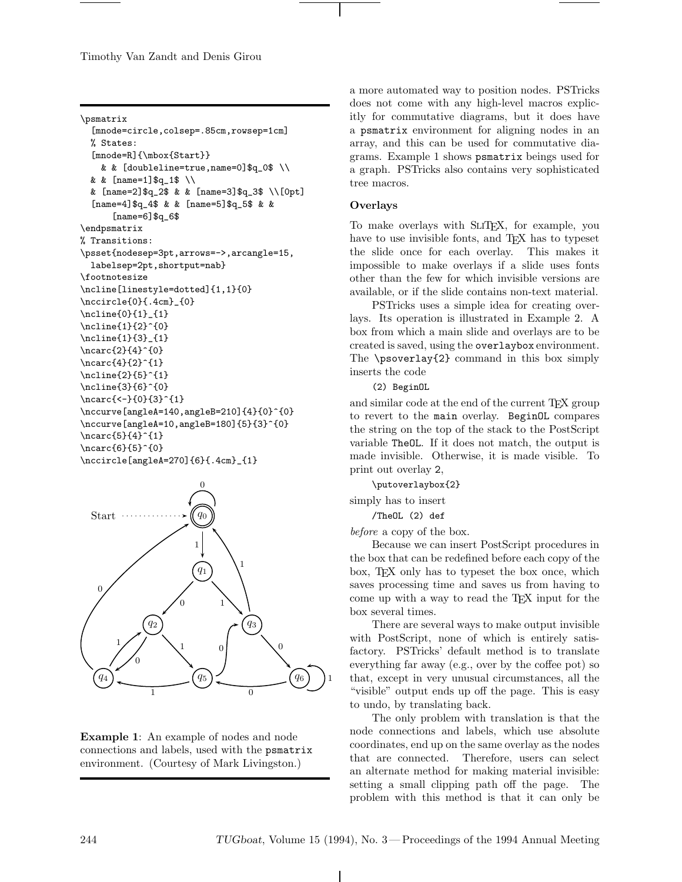```
\psmatrix
  [mnode=circle,colsep=.85cm,rowsep=1cm]
  % States:
  [mnode=R]{\mbox{Start}}
    & & [doubleline=true,name=0]$q_0$ \\
  & & [name=1]$q_1$ \\
  & [name=2]$q_2$ & & [name=3]$q_3$ \\[0pt]
  [name=4]$q_4$ & & [name=5]$q_5$ & &
      [name=6]$q_6$
\endpsmatrix
% Transitions:
\psset{nodesep=3pt,arrows=->,arcangle=15,
  labelsep=2pt,shortput=nab}
\footnotesize
\ncline[linestyle=dotted]{1,1}{0}
\nccircle{0}{.4cm}_{0}
\ncline{0}{1}_{1}
\ncline{1}{2}^{0}
\ncline{1}{3}_{1}
\ncarc{2}{4}^{0}
\ncarc{4}{2}^{1}
\ncline{2}{5}^{1}
\ncline{3}{6}^{0}
\ncarc{<-}{0}{3}^{1}
\nccurve[angleA=140,angleB=210]{4}{0}^{0}
\nccurve[angleA=10,angleB=180]{5}{3}^{0}
\ncarc{5}{4}^{1}
\ncarc{6}{5}^{0}
\nccircle[angleA=270]{6}{.4cm}_{1}
```

0

Start

$q_0$

1

$q_1$

1

0

0

1

$q_2$

$q_3$

1

1

0

0

0

$q_4$

$q_5$

$q_6$

1

1

0

**Example 1**: An example of nodes and node connections and labels, used with the `psmatrix` environment. (Courtesy of Mark Livingston.)

a more automated way to position nodes. PSTricks does not come with any high-level macros explicitly for commutative diagrams, but it does have a `psmatrix` environment for aligning nodes in an array, and this can be used for commutative diagrams. Example 1 shows `psmatrix` beings used for a graph. PSTricks also contains very sophisticated tree macros.

### Overlays

To make overlays with SLITEX, for example, you have to use invisible fonts, and TEX has to typeset the slide once for each overlay. This makes it impossible to make overlays if a slide uses fonts other than the few for which invisible versions are available, or if the slide contains non-text material.

PSTricks uses a simple idea for creating overlays. Its operation is illustrated in Example 2. A box from which a main slide and overlays are to be created is saved, using the `overlaybox` environment. The `\psoverlay{2}` command in this box simply inserts the code

```
(2) BeginOL
```

and similar code at the end of the current TEX group to revert to the `main` overlay. `BeginOL` compares the string on the top of the stack to the PostScript variable `TheOL`. If it does not match, the output is made invisible. Otherwise, it is made visible. To print out overlay 2,

```
\putoverlaybox{2}
```

simply has to insert

```
/TheOL (2) def
```

*before* a copy of the box.

Because we can insert PostScript procedures in the box that can be redefined before each copy of the box, TEX only has to typeset the box once, which saves processing time and saves us from having to come up with a way to read the TEX input for the box several times.

There are several ways to make output invisible with PostScript, none of which is entirely satisfactory. PSTricks' default method is to translate everything far away (e.g., over by the coffee pot) so that, except in very unusual circumstances, all the "visible" output ends up off the page. This is easy to undo, by translating back.

The only problem with translation is that the node connections and labels, which use absolute coordinates, end up on the same overlay as the nodes that are connected. Therefore, users can select an alternate method for making material invisible: setting a small clipping path off the page. The problem with this method is that it can only be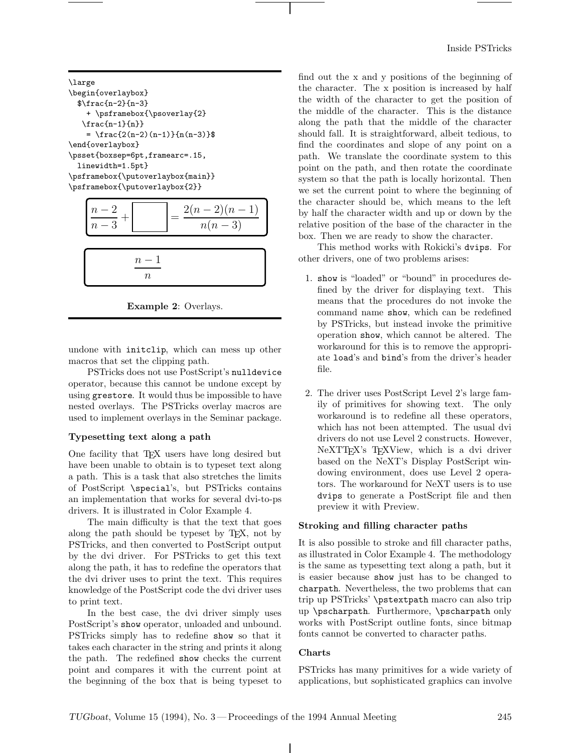```
\large
\begin{overlaybox}
  $\frac{n-2}{n-3}
    + \psframebox{\psoverlay{2}
   \frac{n-1}{n}}
    = \frac{2(n-2)(n-1)}{n(n-3)}$
\end{overlaybox}
\psset{boxsep=6pt,framearc=.15,
  linewidth=1.5pt}
\psframebox{\putoverlaybox{main}}
\psframebox{\putoverlaybox{2}}
```

$$\frac{n-2}{n-3} + \boxed{\phantom{xx}} = \frac{2(n-2)(n-1)}{n(n-3)}$$

$$\frac{n-1}{n}$$

**Example 2**: Overlays.

undone with `initclip`, which can mess up other macros that set the clipping path.

PSTricks does not use PostScript's `nulldevice` operator, because this cannot be undone except by using `grestore`. It would thus be impossible to have nested overlays. The PSTricks overlay macros are used to implement overlays in the Seminar package.

### Typesetting text along a path

One facility that TEX users have long desired but have been unable to obtain is to typeset text along a path. This is a task that also stretches the limits of PostScript `\special`'s, but PSTricks contains an implementation that works for several dvi-to-ps drivers. It is illustrated in Color Example 4.

The main difficulty is that the text that goes along the path should be typeset by TEX, not by PSTricks, and then converted to PostScript output by the dvi driver. For PSTricks to get this text along the path, it has to redefine the operators that the dvi driver uses to print the text. This requires knowledge of the PostScript code the dvi driver uses to print text.

In the best case, the dvi driver simply uses PostScript's `show` operator, unloaded and unbound. PSTricks simply has to redefine `show` so that it takes each character in the string and prints it along the path. The redefined `show` checks the current point and compares it with the current point at the beginning of the box that is being typeset to find out the x and y positions of the beginning of the character. The x position is increased by half the width of the character to get the position of the middle of the character. This is the distance along the path that the middle of the character should fall. It is straightforward, albeit tedious, to find the coordinates and slope of any point on a path. We translate the coordinate system to this point on the path, and then rotate the coordinate system so that the path is locally horizontal. Then we set the current point to where the beginning of the character should be, which means to the left by half the character width and up or down by the relative position of the base of the character in the box. Then we are ready to show the character.

This method works with Rokicki's `dvips`. For other drivers, one of two problems arises:

1. `show` is "loaded" or "bound" in procedures defined by the driver for displaying text. This means that the procedures do not invoke the command name `show`, which can be redefined by PSTricks, but instead invoke the primitive operation `show`, which cannot be altered. The workaround for this is to remove the appropriate `load`'s and `bind`'s from the driver's header file.

2. The driver uses PostScript Level 2's large family of primitives for showing text. The only workaround is to redefine all these operators, which has not been attempted. The usual dvi drivers do not use Level 2 constructs. However, NeXTTEX's TEXView, which is a dvi driver based on the NeXT's Display PostScript windowing environment, does use Level 2 operators. The workaround for NeXT users is to use `dvips` to generate a PostScript file and then preview it with Preview.

### Stroking and filling character paths

It is also possible to stroke and fill character paths, as illustrated in Color Example 4. The methodology is the same as typesetting text along a path, but it is easier because `show` just has to be changed to `charpath`. Nevertheless, the two problems that can trip up PSTricks' `\pstextpath` macro can also trip up `\pscharpath`. Furthermore, `\pscharpath` only works with PostScript outline fonts, since bitmap fonts cannot be converted to character paths.

### Charts

PSTricks has many primitives for a wide variety of applications, but sophisticated graphics can involve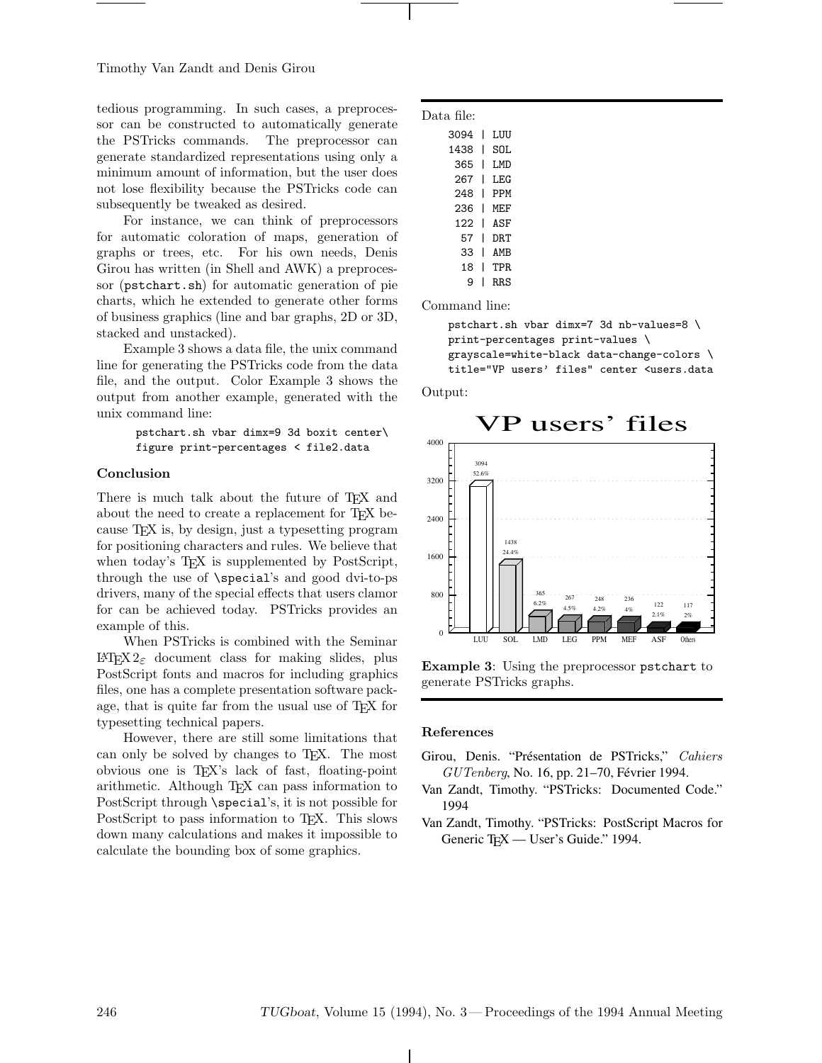tedious programming. In such cases, a preprocessor can be constructed to automatically generate the PSTricks commands. The preprocessor can generate standardized representations using only a minimum amount of information, but the user does not lose flexibility because the PSTricks code can subsequently be tweaked as desired.

For instance, we can think of preprocessors for automatic coloration of maps, generation of graphs or trees, etc. For his own needs, Denis Girou has written (in Shell and AWK) a preprocessor (`pstchart.sh`) for automatic generation of pie charts, which he extended to generate other forms of business graphics (line and bar graphs, 2D or 3D, stacked and unstacked).

Example 3 shows a data file, the unix command line for generating the PSTricks code from the data file, and the output. Color Example 3 shows the output from another example, generated with the unix command line:

```
pstchart.sh vbar dimx=9 3d boxit center\
figure print-percentages < file2.data
```

### Conclusion

There is much talk about the future of TEX and about the need to create a replacement for TEX because TEX is, by design, just a typesetting program for positioning characters and rules. We believe that when today's TEX is supplemented by PostScript, through the use of `\special`'s and good dvi-to-ps drivers, many of the special effects that users clamor for can be achieved today. PSTricks provides an example of this.

When PSTricks is combined with the Seminar LATEX $2_\varepsilon$ document class for making slides, plus PostScript fonts and macros for including graphics files, one has a complete presentation software package, that is quite far from the usual use of TEX for typesetting technical papers.

However, there are still some limitations that can only be solved by changes to TEX. The most obvious one is TEX's lack of fast, floating-point arithmetic. Although TEX can pass information to PostScript through `\special`'s, it is not possible for PostScript to pass information to TEX. This slows down many calculations and makes it impossible to calculate the bounding box of some graphics.

---

Data file:

```
3094 | LUU
1438 | SOL
 365 | LMD
 267 | LEG
 248 | PPM
 236 | MEF
 122 | ASF
  57 | DRT
  33 | AMB
  18 | TPR
   9 | RRS
```

Command line:

```
pstchart.sh vbar dimx=7 3d nb-values=8 \
print-percentages print-values \
grayscale=white-black data-change-colors \
title="VP users' files" center <users.data
```

Output:

VP users' files

| | LUU | SOL | LMD | LEG | PPM | MEF | ASF | Others |
|---|---|---|---|---|---|---|---|---|
| Value | 3094 | 1438 | 365 | 267 | 248 | 236 | 122 | 117 |
| Percentage | 52.6% | 24.4% | 6.2% | 4.5% | 4.2% | 4% | 2.1% | 2% |

**Example 3**: Using the preprocessor `pstchart` to generate PSTricks graphs.

---

### References

Girou, Denis. "Présentation de PSTricks," *Cahiers GUTenberg*, No. 16, pp. 21–70, Février 1994.

Van Zandt, Timothy. "PSTricks: Documented Code." 1994

Van Zandt, Timothy. "PSTricks: PostScript Macros for Generic TEX — User's Guide." 1994.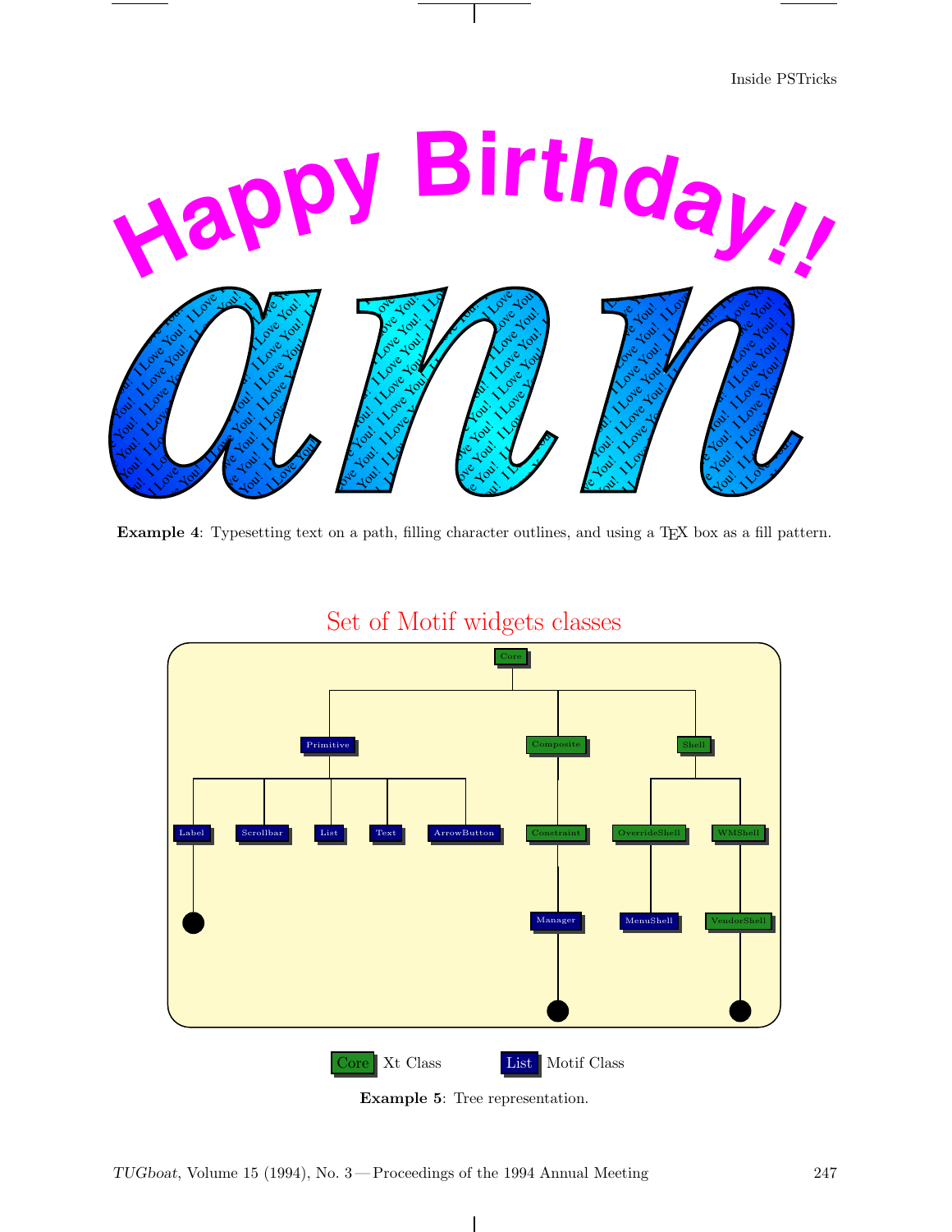Happy Birthday!!

ann

**Example 4**: Typesetting text on a path, filling character outlines, and using a TEX box as a fill pattern.

Set of Motif widgets classes

Core

Primitive

Composite

Shell

Label

Scrollbar

List

Text

ArrowButton

Constraint

OverrideShell

WMShell

Manager

MenuShell

VendorShell

Core Xt Class

List Motif Class

**Example 5**: Tree representation.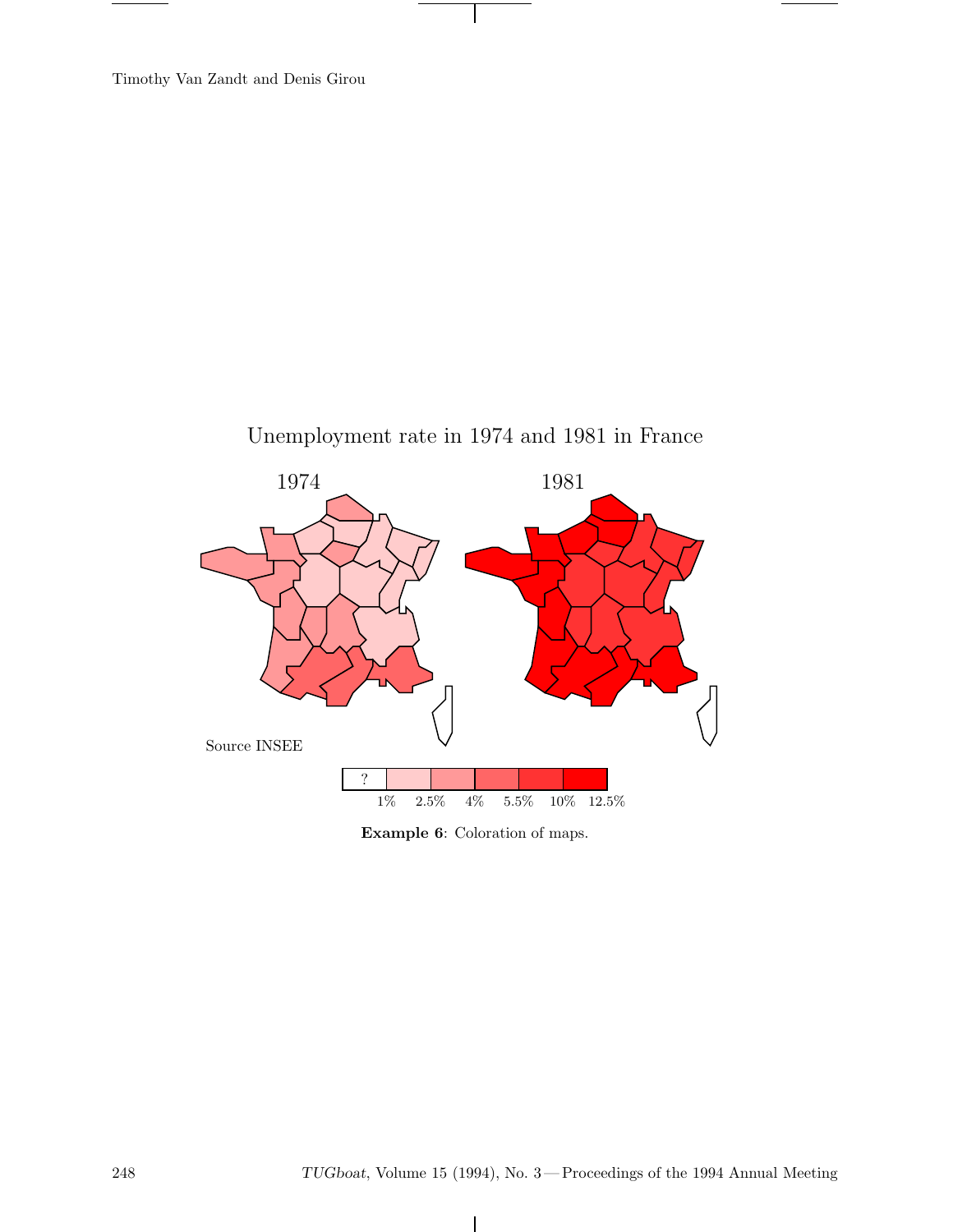Unemployment rate in 1974 and 1981 in France

1974

1981

Source INSEE

?

1% 2.5% 4% 5.5% 10% 12.5%

**Example 6**: Coloration of maps.